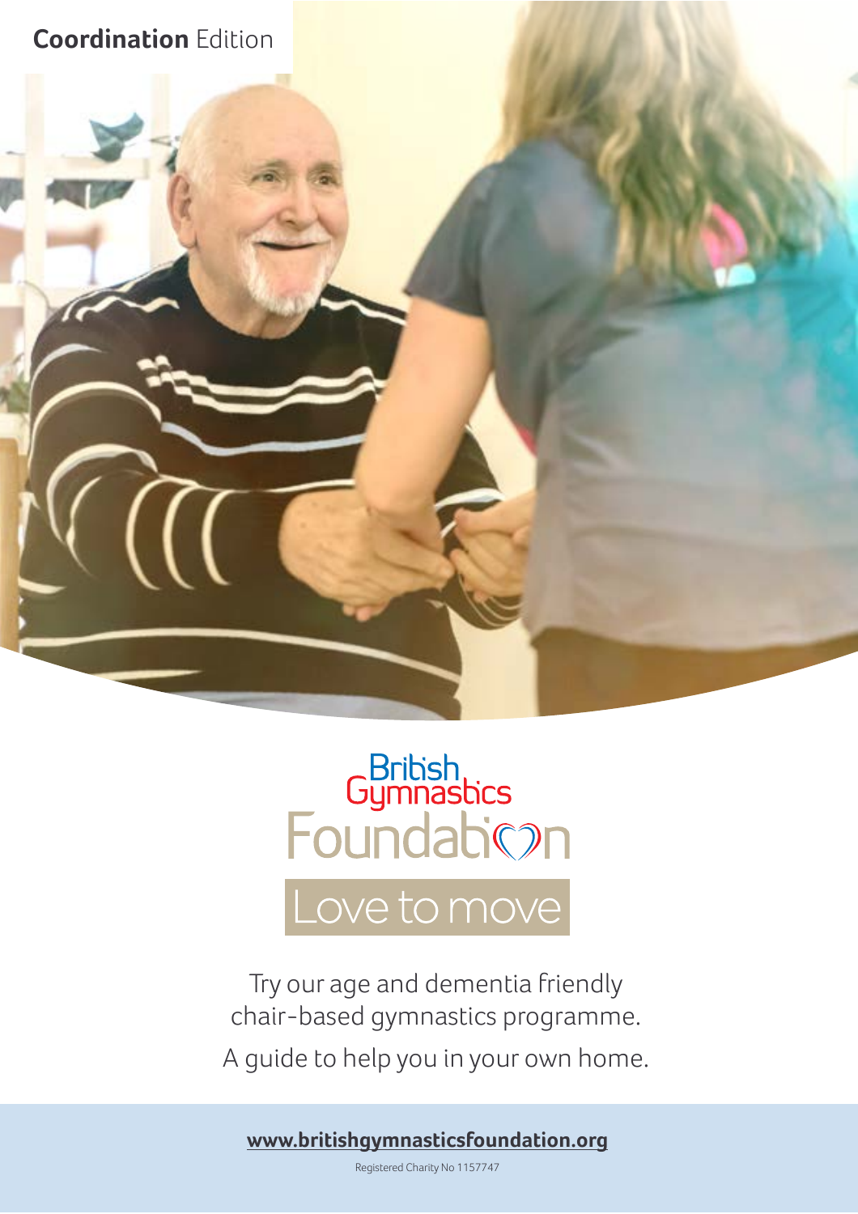**Coordination** Edition

British Gymnastics Foundation

# Love to move

Try our age and dementia friendly chair-based gymnastics programme.

A guide to help you in your own home.

**www.britishgymnasticsfoundation.org**

Registered Charity No 1157747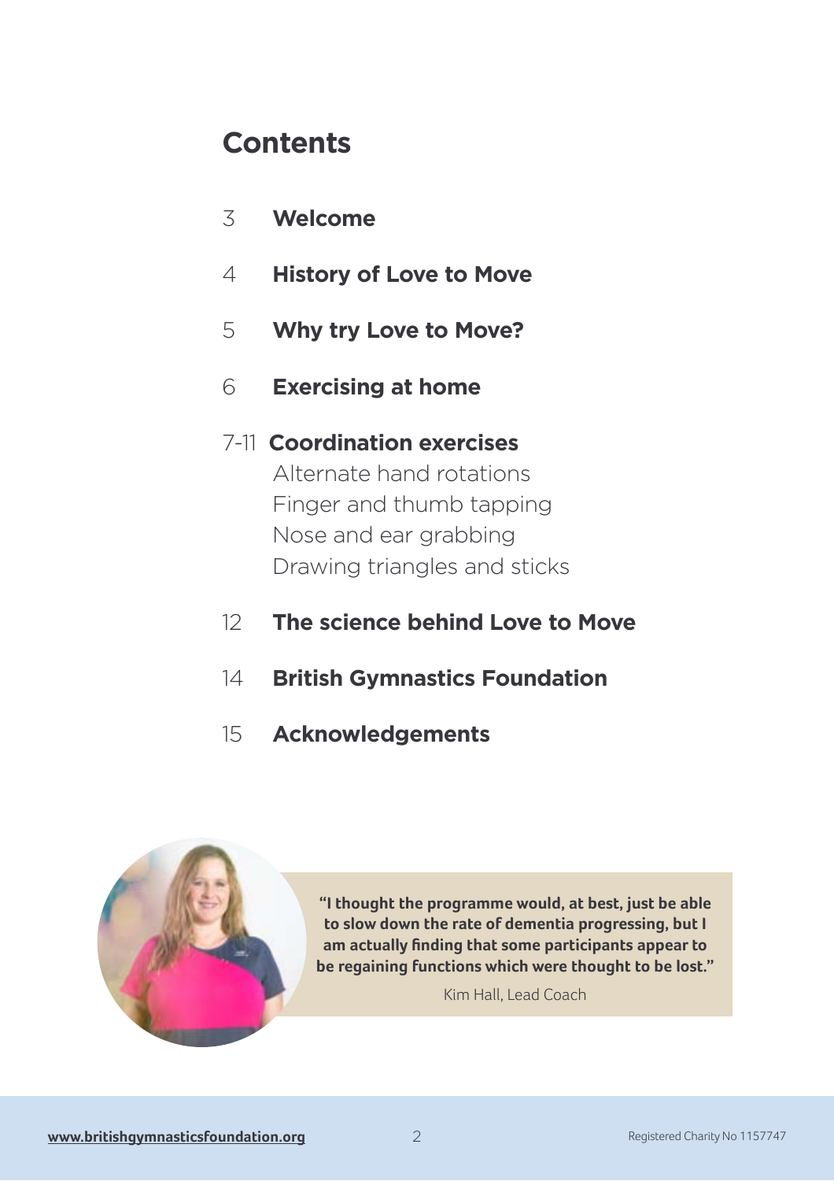# Contents

3 **Welcome**

4 **History of Love to Move**

5 **Why try Love to Move?**

6 **Exercising at home**

7-11 **Coordination exercises**
- Alternate hand rotations
- Finger and thumb tapping
- Nose and ear grabbing
- Drawing triangles and sticks

12 **The science behind Love to Move**

14 **British Gymnastics Foundation**

15 **Acknowledgements**

> **"I thought the programme would, at best, just be able to slow down the rate of dementia progressing, but I am actually finding that some participants appear to be regaining functions which were thought to be lost."**
>
> Kim Hall, Lead Coach

www.britishgymnasticsfoundation.org

Registered Charity No 1157747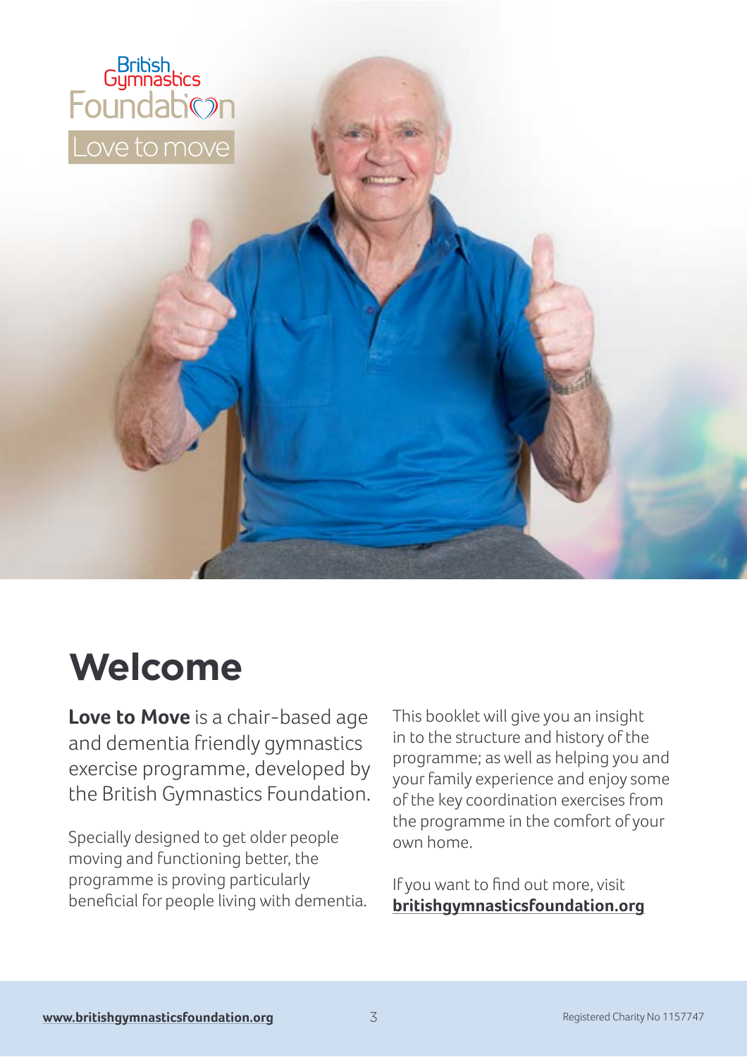British Gymnastics Foundation

Love to move

# Welcome

**Love to Move** is a chair-based age and dementia friendly gymnastics exercise programme, developed by the British Gymnastics Foundation.

Specially designed to get older people moving and functioning better, the programme is proving particularly beneficial for people living with dementia.

This booklet will give you an insight in to the structure and history of the programme; as well as helping you and your family experience and enjoy some of the key coordination exercises from the programme in the comfort of your own home.

If you want to find out more, visit **britishgymnasticsfoundation.org**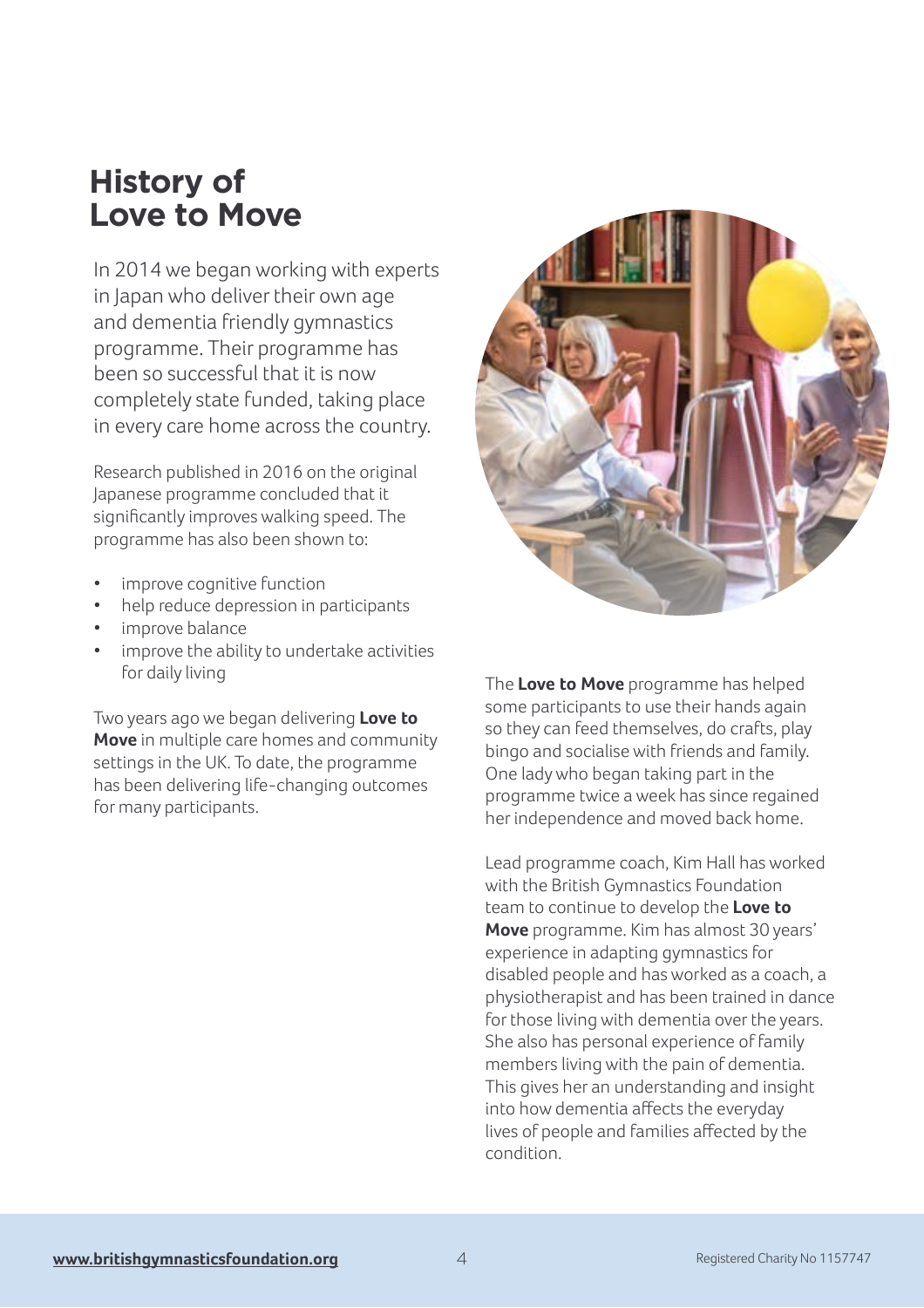# History of Love to Move

In 2014 we began working with experts in Japan who deliver their own age and dementia friendly gymnastics programme. Their programme has been so successful that it is now completely state funded, taking place in every care home across the country.

Research published in 2016 on the original Japanese programme concluded that it significantly improves walking speed. The programme has also been shown to:

- improve cognitive function
- help reduce depression in participants
- improve balance
- improve the ability to undertake activities for daily living

Two years ago we began delivering **Love to Move** in multiple care homes and community settings in the UK. To date, the programme has been delivering life-changing outcomes for many participants.

The **Love to Move** programme has helped some participants to use their hands again so they can feed themselves, do crafts, play bingo and socialise with friends and family. One lady who began taking part in the programme twice a week has since regained her independence and moved back home.

Lead programme coach, Kim Hall has worked with the British Gymnastics Foundation team to continue to develop the **Love to Move** programme. Kim has almost 30 years' experience in adapting gymnastics for disabled people and has worked as a coach, a physiotherapist and has been trained in dance for those living with dementia over the years. She also has personal experience of family members living with the pain of dementia. This gives her an understanding and insight into how dementia affects the everyday lives of people and families affected by the condition.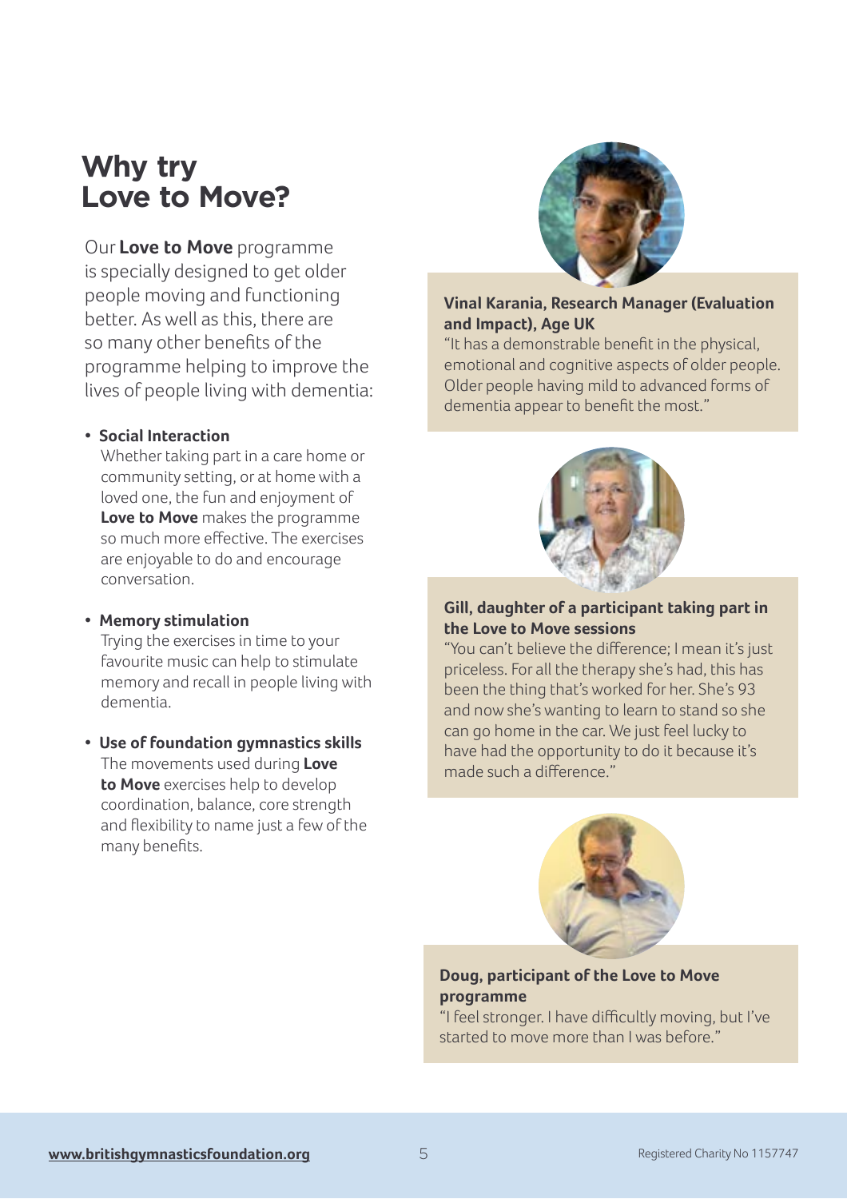# Why try Love to Move?

Our **Love to Move** programme is specially designed to get older people moving and functioning better. As well as this, there are so many other benefits of the programme helping to improve the lives of people living with dementia:

- **Social Interaction**
  Whether taking part in a care home or community setting, or at home with a loved one, the fun and enjoyment of **Love to Move** makes the programme so much more effective. The exercises are enjoyable to do and encourage conversation.

- **Memory stimulation**
  Trying the exercises in time to your favourite music can help to stimulate memory and recall in people living with dementia.

- **Use of foundation gymnastics skills**
  The movements used during **Love to Move** exercises help to develop coordination, balance, core strength and flexibility to name just a few of the many benefits.

**Vinal Karania, Research Manager (Evaluation and Impact), Age UK**
"It has a demonstrable benefit in the physical, emotional and cognitive aspects of older people. Older people having mild to advanced forms of dementia appear to benefit the most."

**Gill, daughter of a participant taking part in the Love to Move sessions**
"You can't believe the difference; I mean it's just priceless. For all the therapy she's had, this has been the thing that's worked for her. She's 93 and now she's wanting to learn to stand so she can go home in the car. We just feel lucky to have had the opportunity to do it because it's made such a difference."

**Doug, participant of the Love to Move programme**
"I feel stronger. I have difficultly moving, but I've started to move more than I was before."

www.britishgymnasticsfoundation.org

Registered Charity No 1157747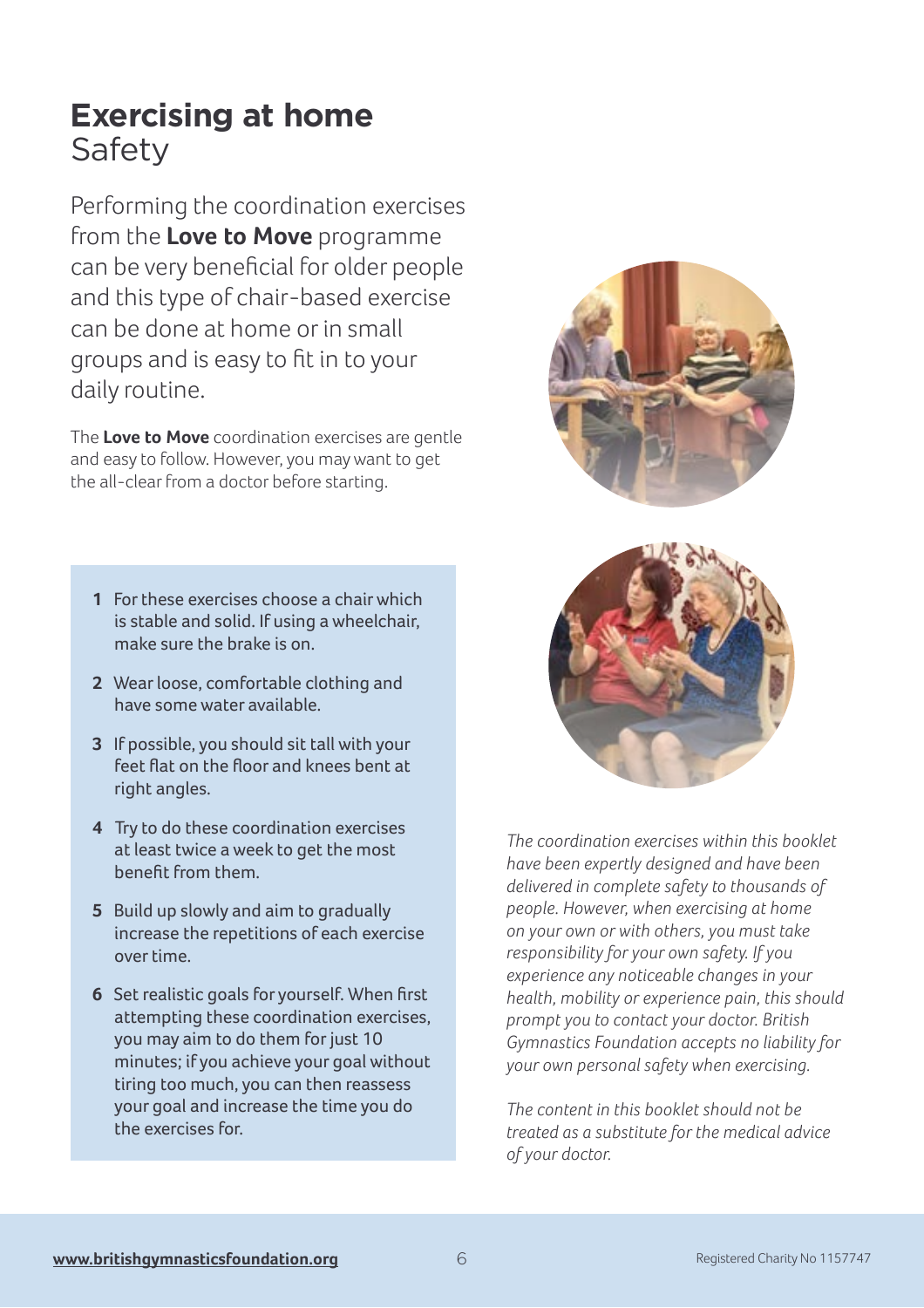# Exercising at home
## Safety

Performing the coordination exercises from the **Love to Move** programme can be very beneficial for older people and this type of chair-based exercise can be done at home or in small groups and is easy to fit in to your daily routine.

The **Love to Move** coordination exercises are gentle and easy to follow. However, you may want to get the all-clear from a doctor before starting.

1. For these exercises choose a chair which is stable and solid. If using a wheelchair, make sure the brake is on.
2. Wear loose, comfortable clothing and have some water available.
3. If possible, you should sit tall with your feet flat on the floor and knees bent at right angles.
4. Try to do these coordination exercises at least twice a week to get the most benefit from them.
5. Build up slowly and aim to gradually increase the repetitions of each exercise over time.
6. Set realistic goals for yourself. When first attempting these coordination exercises, you may aim to do them for just 10 minutes; if you achieve your goal without tiring too much, you can then reassess your goal and increase the time you do the exercises for.

*The coordination exercises within this booklet have been expertly designed and have been delivered in complete safety to thousands of people. However, when exercising at home on your own or with others, you must take responsibility for your own safety. If you experience any noticeable changes in your health, mobility or experience pain, this should prompt you to contact your doctor. British Gymnastics Foundation accepts no liability for your own personal safety when exercising.*

*The content in this booklet should not be treated as a substitute for the medical advice of your doctor.*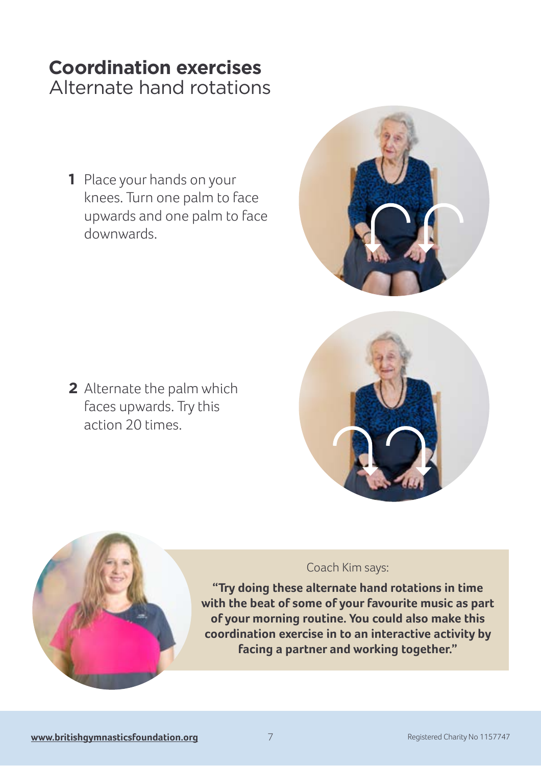# Coordination exercises

## Alternate hand rotations

1. Place your hands on your knees. Turn one palm to face upwards and one palm to face downwards.

2. Alternate the palm which faces upwards. Try this action 20 times.

Coach Kim says:

**"Try doing these alternate hand rotations in time with the beat of some of your favourite music as part of your morning routine. You could also make this coordination exercise in to an interactive activity by facing a partner and working together."**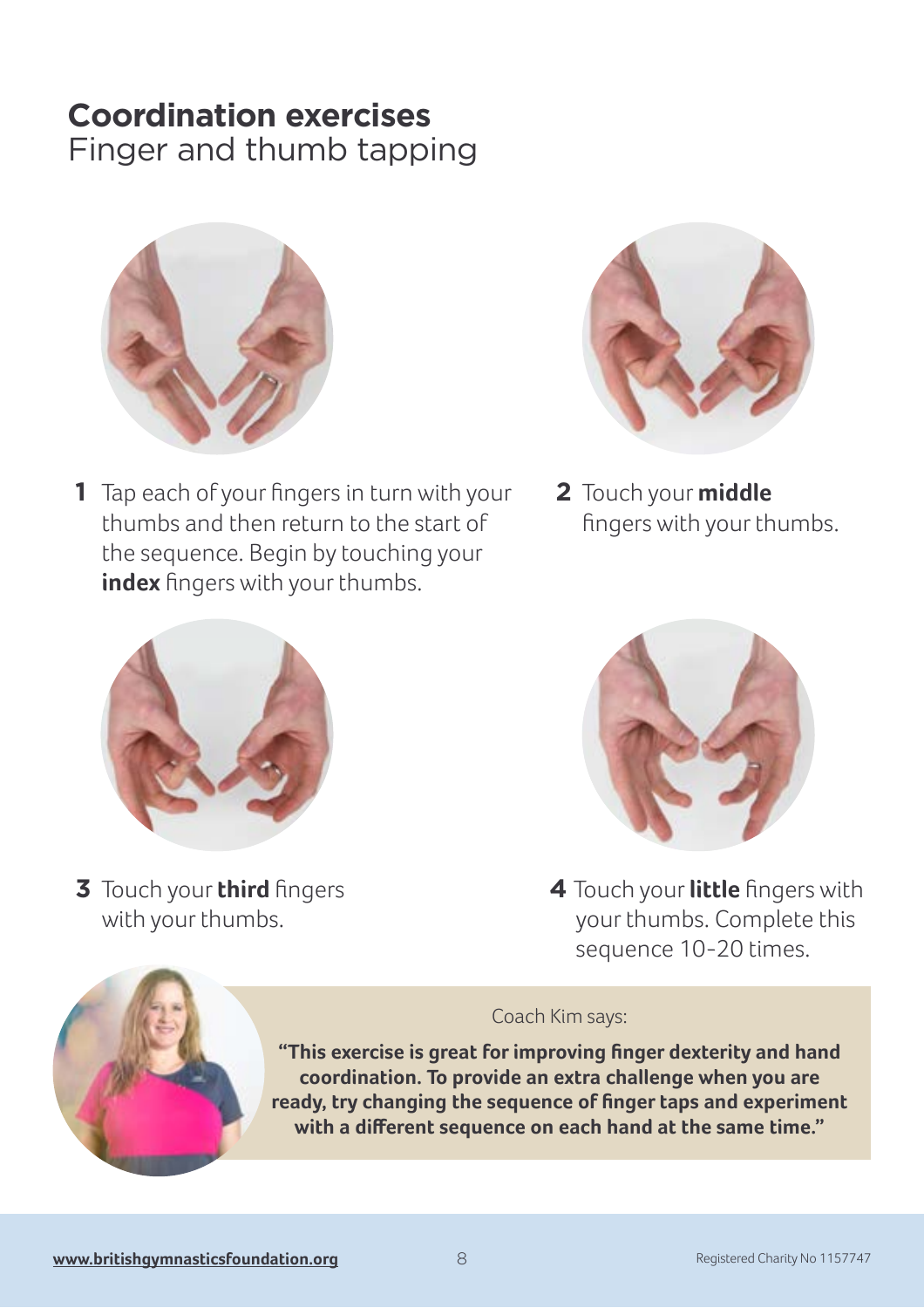## **Coordination exercises**
Finger and thumb tapping

**1** Tap each of your fingers in turn with your thumbs and then return to the start of the sequence. Begin by touching your **index** fingers with your thumbs.

**2** Touch your **middle** fingers with your thumbs.

**3** Touch your **third** fingers with your thumbs.

**4** Touch your **little** fingers with your thumbs. Complete this sequence 10-20 times.

Coach Kim says:

**"This exercise is great for improving finger dexterity and hand coordination. To provide an extra challenge when you are ready, try changing the sequence of finger taps and experiment with a different sequence on each hand at the same time."**

**www.britishgymnasticsfoundation.org** Registered Charity No 1157747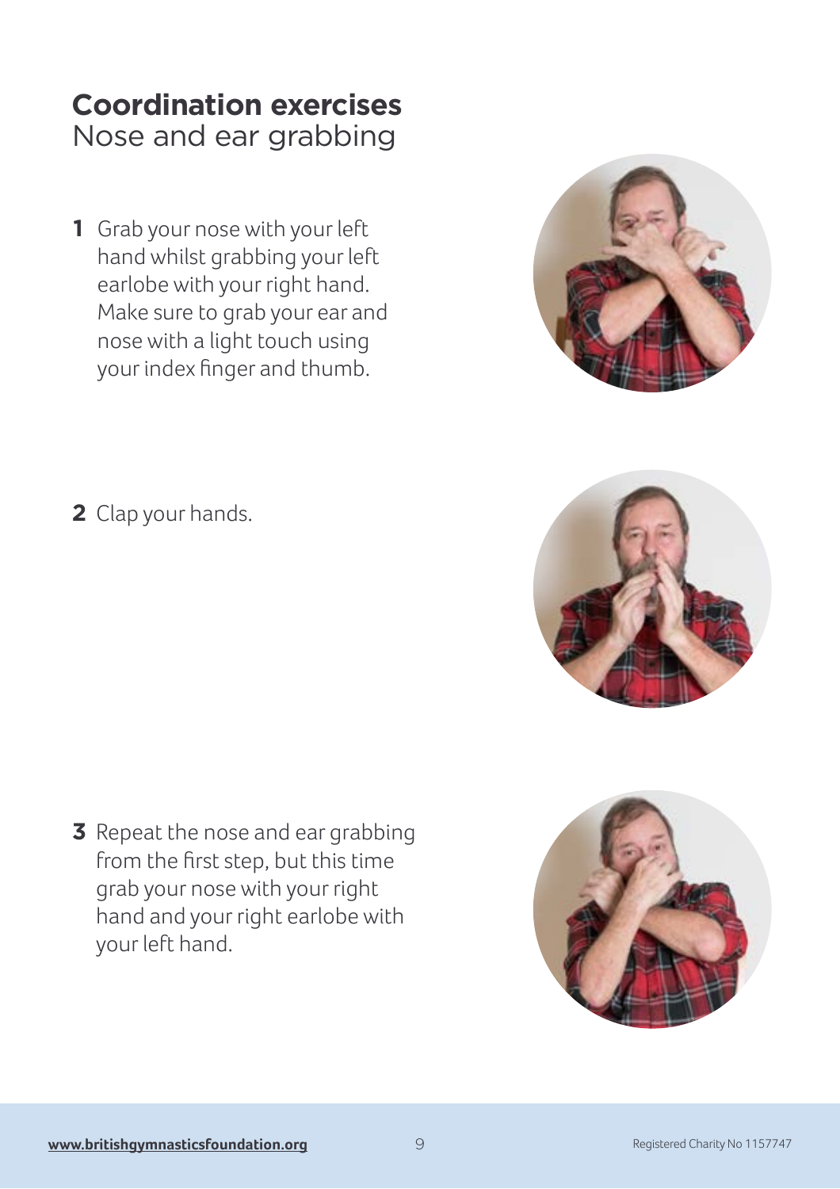# Coordination exercises

## Nose and ear grabbing

1. Grab your nose with your left hand whilst grabbing your left earlobe with your right hand. Make sure to grab your ear and nose with a light touch using your index finger and thumb.

2. Clap your hands.

3. Repeat the nose and ear grabbing from the first step, but this time grab your nose with your right hand and your right earlobe with your left hand.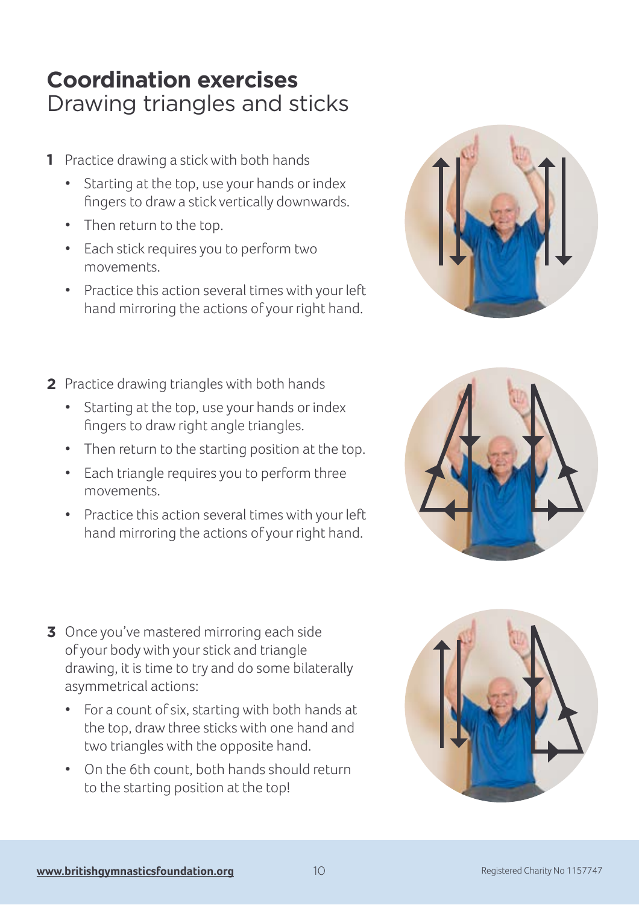# Coordination exercises

## Drawing triangles and sticks

1. Practice drawing a stick with both hands
   - Starting at the top, use your hands or index fingers to draw a stick vertically downwards.
   - Then return to the top.
   - Each stick requires you to perform two movements.
   - Practice this action several times with your left hand mirroring the actions of your right hand.

2. Practice drawing triangles with both hands
   - Starting at the top, use your hands or index fingers to draw right angle triangles.
   - Then return to the starting position at the top.
   - Each triangle requires you to perform three movements.
   - Practice this action several times with your left hand mirroring the actions of your right hand.

3. Once you've mastered mirroring each side of your body with your stick and triangle drawing, it is time to try and do some bilaterally asymmetrical actions:
   - For a count of six, starting with both hands at the top, draw three sticks with one hand and two triangles with the opposite hand.
   - On the 6th count, both hands should return to the starting position at the top!

**www.britishgymnasticsfoundation.org** Registered Charity No 1157747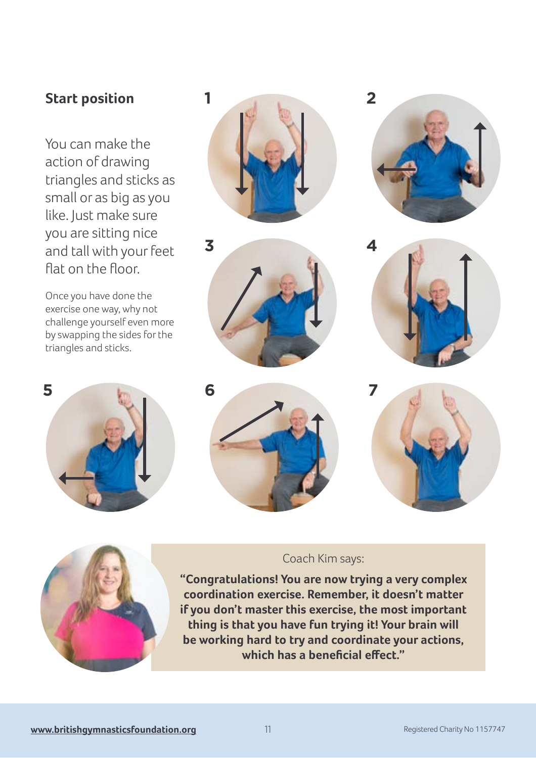## Start position

You can make the action of drawing triangles and sticks as small or as big as you like. Just make sure you are sitting nice and tall with your feet flat on the floor.

Once you have done the exercise one way, why not challenge yourself even more by swapping the sides for the triangles and sticks.

1

2

3

4

5

6

7

Coach Kim says:

**"Congratulations! You are now trying a very complex coordination exercise. Remember, it doesn't matter if you don't master this exercise, the most important thing is that you have fun trying it! Your brain will be working hard to try and coordinate your actions, which has a beneficial effect."**

www.britishgymnasticsfoundation.org

Registered Charity No 1157747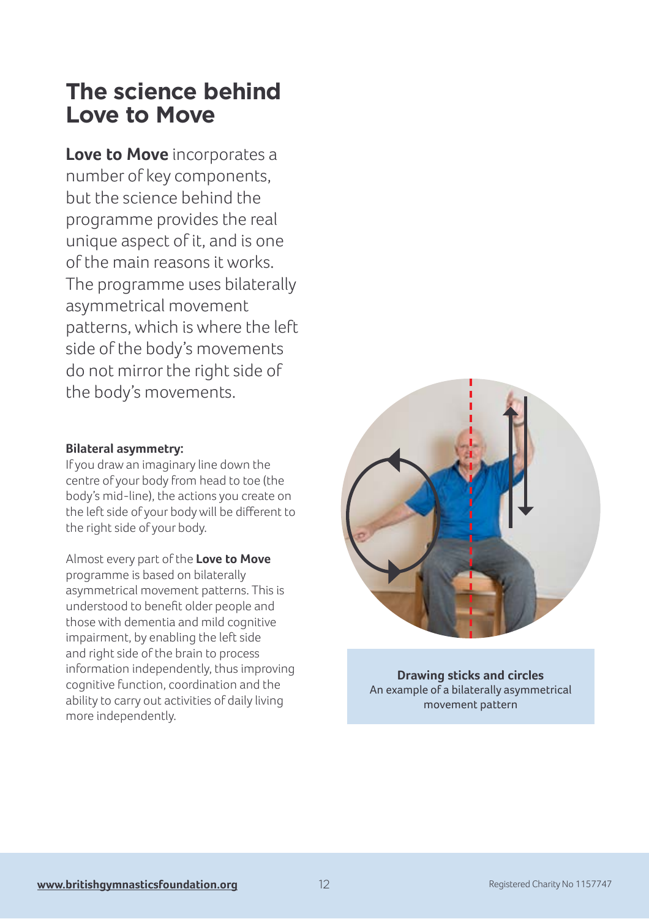# The science behind Love to Move

**Love to Move** incorporates a number of key components, but the science behind the programme provides the real unique aspect of it, and is one of the main reasons it works. The programme uses bilaterally asymmetrical movement patterns, which is where the left side of the body's movements do not mirror the right side of the body's movements.

**Bilateral asymmetry:**
If you draw an imaginary line down the centre of your body from head to toe (the body's mid-line), the actions you create on the left side of your body will be different to the right side of your body.

Almost every part of the **Love to Move** programme is based on bilaterally asymmetrical movement patterns. This is understood to benefit older people and those with dementia and mild cognitive impairment, by enabling the left side and right side of the brain to process information independently, thus improving cognitive function, coordination and the ability to carry out activities of daily living more independently.

**Drawing sticks and circles**
An example of a bilaterally asymmetrical movement pattern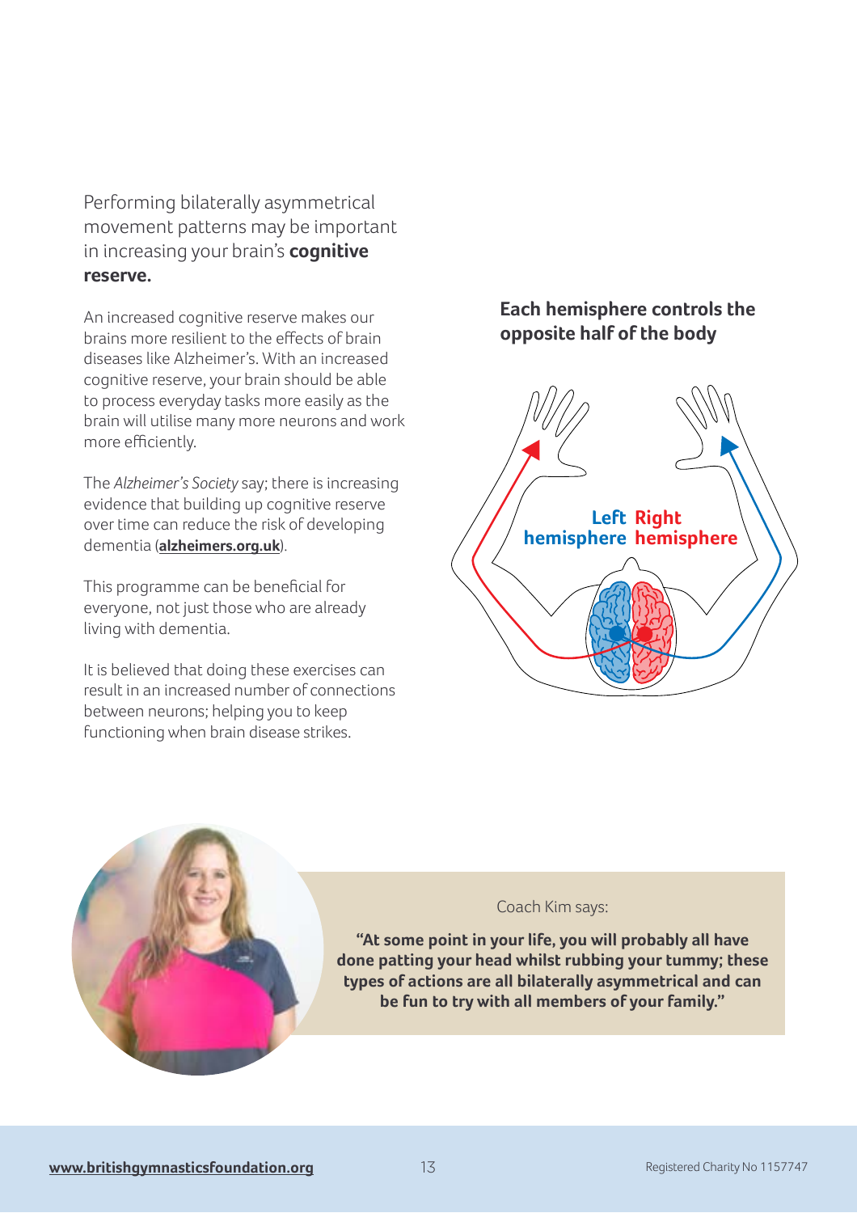Performing bilaterally asymmetrical movement patterns may be important in increasing your brain's **cognitive reserve.**

An increased cognitive reserve makes our brains more resilient to the effects of brain diseases like Alzheimer's. With an increased cognitive reserve, your brain should be able to process everyday tasks more easily as the brain will utilise many more neurons and work more efficiently.

The *Alzheimer's Society* say; there is increasing evidence that building up cognitive reserve over time can reduce the risk of developing dementia (**alzheimers.org.uk**).

This programme can be beneficial for everyone, not just those who are already living with dementia.

It is believed that doing these exercises can result in an increased number of connections between neurons; helping you to keep functioning when brain disease strikes.

**Each hemisphere controls the opposite half of the body**

Left hemisphere Right hemisphere

Coach Kim says:

**"At some point in your life, you will probably all have done patting your head whilst rubbing your tummy; these types of actions are all bilaterally asymmetrical and can be fun to try with all members of your family."**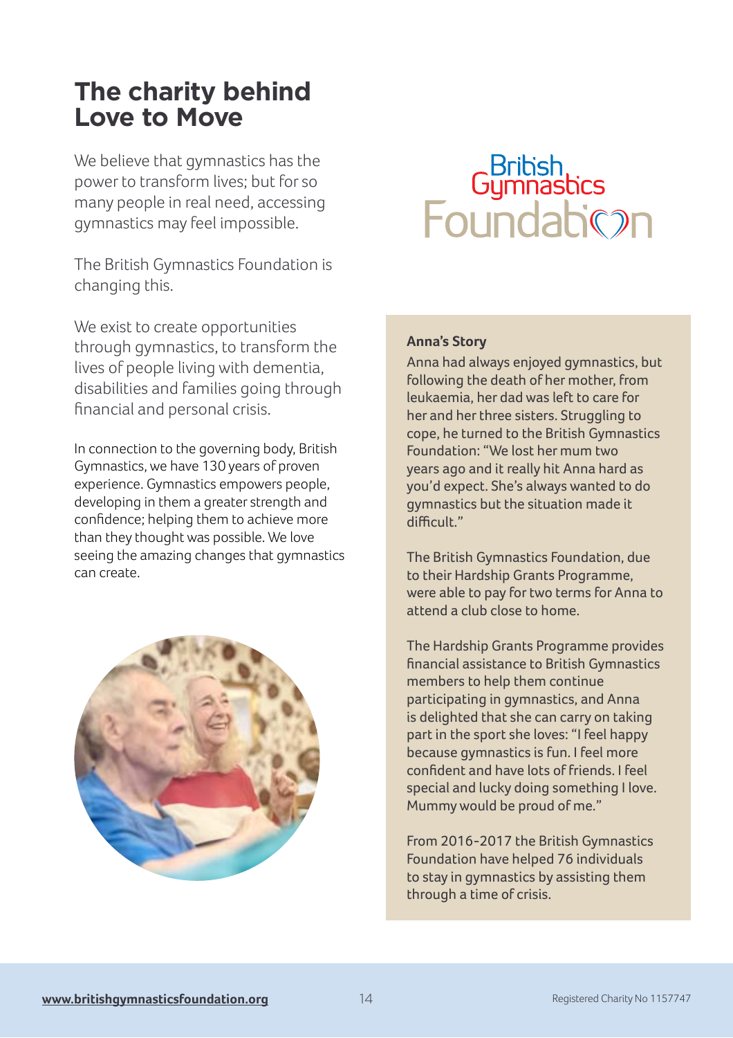# The charity behind Love to Move

We believe that gymnastics has the power to transform lives; but for so many people in real need, accessing gymnastics may feel impossible.

The British Gymnastics Foundation is changing this.

We exist to create opportunities through gymnastics, to transform the lives of people living with dementia, disabilities and families going through financial and personal crisis.

In connection to the governing body, British Gymnastics, we have 130 years of proven experience. Gymnastics empowers people, developing in them a greater strength and confidence; helping them to achieve more than they thought was possible. We love seeing the amazing changes that gymnastics can create.

British Gymnastics Foundation

**Anna's Story**

Anna had always enjoyed gymnastics, but following the death of her mother, from leukaemia, her dad was left to care for her and her three sisters. Struggling to cope, he turned to the British Gymnastics Foundation: "We lost her mum two years ago and it really hit Anna hard as you'd expect. She's always wanted to do gymnastics but the situation made it difficult."

The British Gymnastics Foundation, due to their Hardship Grants Programme, were able to pay for two terms for Anna to attend a club close to home.

The Hardship Grants Programme provides financial assistance to British Gymnastics members to help them continue participating in gymnastics, and Anna is delighted that she can carry on taking part in the sport she loves: "I feel happy because gymnastics is fun. I feel more confident and have lots of friends. I feel special and lucky doing something I love. Mummy would be proud of me."

From 2016-2017 the British Gymnastics Foundation have helped 76 individuals to stay in gymnastics by assisting them through a time of crisis.

**www.britishgymnasticsfoundation.org** Registered Charity No 1157747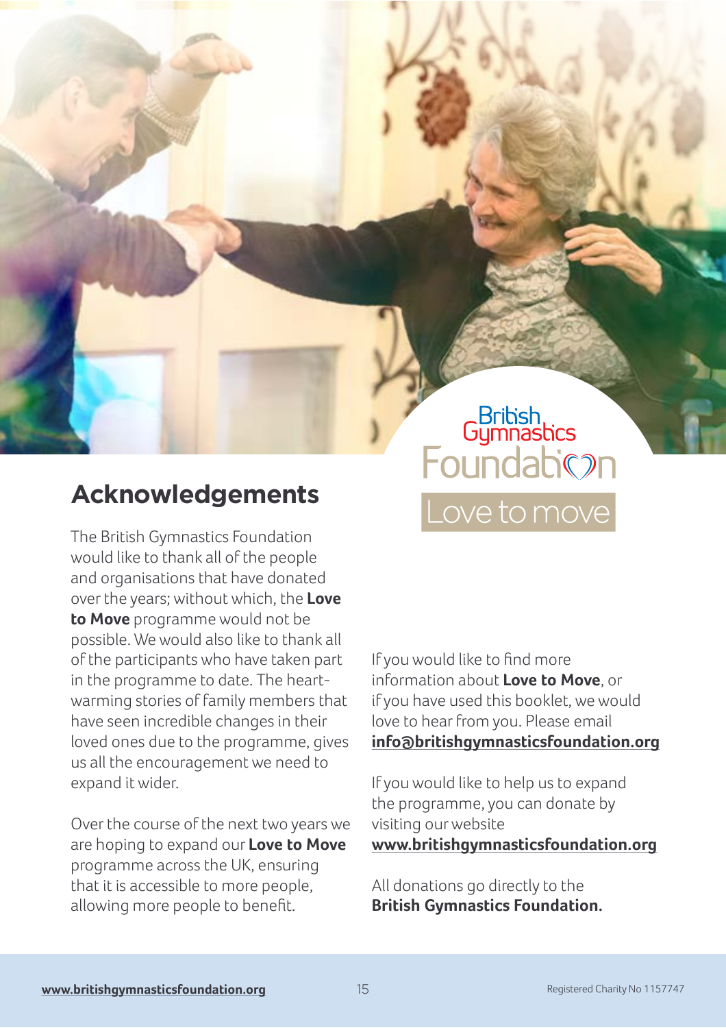British Gymnastics Foundation

Love to move

## Acknowledgements

The British Gymnastics Foundation would like to thank all of the people and organisations that have donated over the years; without which, the **Love to Move** programme would not be possible. We would also like to thank all of the participants who have taken part in the programme to date. The heart-warming stories of family members that have seen incredible changes in their loved ones due to the programme, gives us all the encouragement we need to expand it wider.

Over the course of the next two years we are hoping to expand our **Love to Move** programme across the UK, ensuring that it is accessible to more people, allowing more people to benefit.

If you would like to find more information about **Love to Move**, or if you have used this booklet, we would love to hear from you. Please email **info@britishgymnasticsfoundation.org**

If you would like to help us to expand the programme, you can donate by visiting our website **www.britishgymnasticsfoundation.org**

All donations go directly to the **British Gymnastics Foundation.**

**www.britishgymnasticsfoundation.org**

Registered Charity No 1157747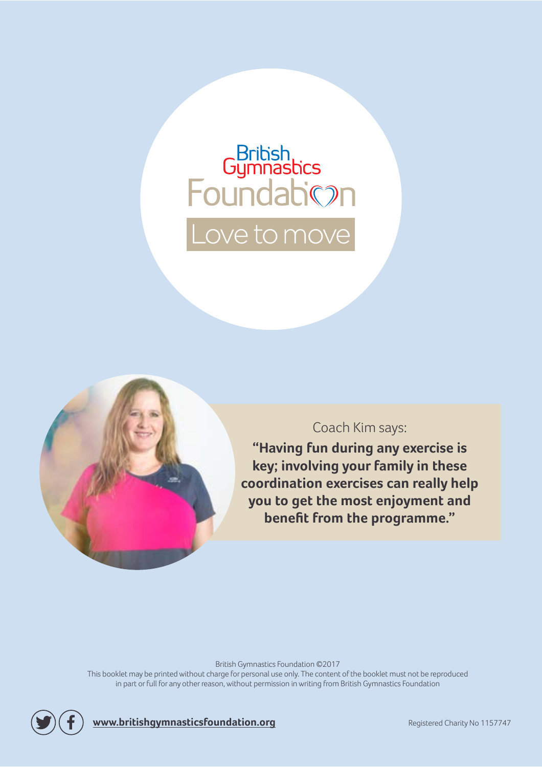British Gymnastics Foundation

Love to move

Coach Kim says:

**"Having fun during any exercise is key; involving your family in these coordination exercises can really help you to get the most enjoyment and benefit from the programme."**

British Gymnastics Foundation ©2017

This booklet may be printed without charge for personal use only. The content of the booklet must not be reproduced in part or full for any other reason, without permission in writing from British Gymnastics Foundation

www.britishgymnasticsfoundation.org

Registered Charity No 1157747